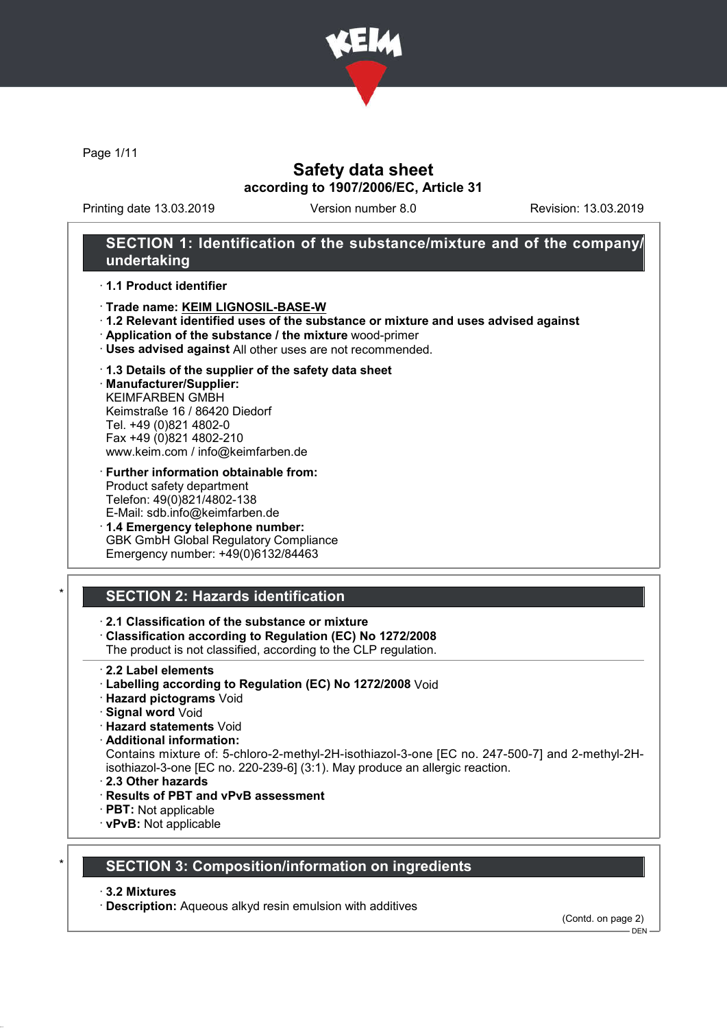# Safety data sheet

## according to 1907/2006/EC, Article 31

Printing date 13.03.2019 | Version number 8.0 | Revision: 13.03.2019

## SECTION 1: Identification of the substance/mixture and of the company/undertaking

· **1.1 Product identifier**

· **Trade name: KEIM LIGNOSIL-BASE-W**

· **1.2 Relevant identified uses of the substance or mixture and uses advised against**

· **Application of the substance / the mixture** wood-primer

· **Uses advised against** All other uses are not recommended.

· **1.3 Details of the supplier of the safety data sheet**

· **Manufacturer/Supplier:**
KEIMFARBEN GMBH
Keimstraße 16 / 86420 Diedorf
Tel. +49 (0)821 4802-0
Fax +49 (0)821 4802-210
www.keim.com / info@keimfarben.de

· **Further information obtainable from:**
Product safety department
Telefon: 49(0)821/4802-138
E-Mail: sdb.info@keimfarben.de

· **1.4 Emergency telephone number:**
GBK GmbH Global Regulatory Compliance
Emergency number: +49(0)6132/84463

## * SECTION 2: Hazards identification

· **2.1 Classification of the substance or mixture**

· **Classification according to Regulation (EC) No 1272/2008**
The product is not classified, according to the CLP regulation.

· **2.2 Label elements**

· **Labelling according to Regulation (EC) No 1272/2008** Void

· **Hazard pictograms** Void

· **Signal word** Void

· **Hazard statements** Void

· **Additional information:**
Contains mixture of: 5-chloro-2-methyl-2H-isothiazol-3-one [EC no. 247-500-7] and 2-methyl-2H-isothiazol-3-one [EC no. 220-239-6] (3:1). May produce an allergic reaction.

· **2.3 Other hazards**

· **Results of PBT and vPvB assessment**

· **PBT:** Not applicable

· **vPvB:** Not applicable

## * SECTION 3: Composition/information on ingredients

· **3.2 Mixtures**

· **Description:** Aqueous alkyd resin emulsion with additives

(Contd. on page 2)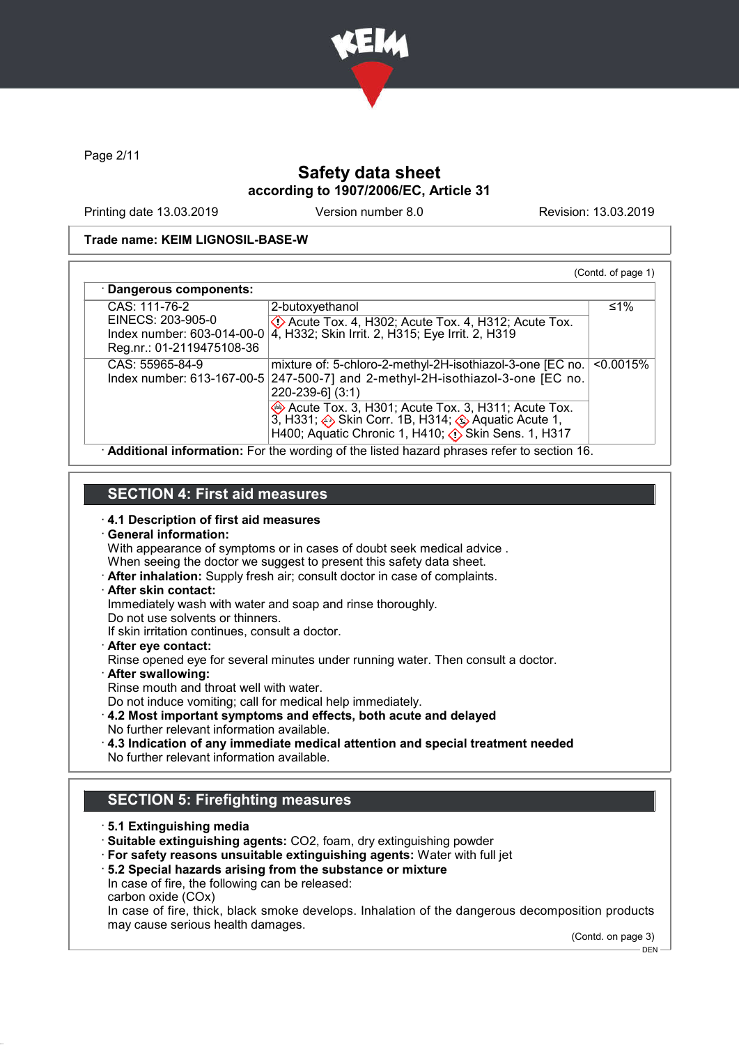**Trade name: KEIM LIGNOSIL-BASE-W**

(Contd. of page 1)

· **Dangerous components:**

| | | |
|---|---|---|
| CAS: 111-76-2<br>EINECS: 203-905-0<br>Index number: 603-014-00-0<br>Reg.nr.: 01-2119475108-36 | 2-butoxyethanol<br>Acute Tox. 4, H302; Acute Tox. 4, H312; Acute Tox. 4, H332; Skin Irrit. 2, H315; Eye Irrit. 2, H319 | ≤1% |
| CAS: 55965-84-9<br>Index number: 613-167-00-5 | mixture of: 5-chloro-2-methyl-2H-isothiazol-3-one [EC no. 247-500-7] and 2-methyl-2H-isothiazol-3-one [EC no. 220-239-6] (3:1)<br>Acute Tox. 3, H301; Acute Tox. 3, H311; Acute Tox. 3, H331; Skin Corr. 1B, H314; Aquatic Acute 1, H400; Aquatic Chronic 1, H410; Skin Sens. 1, H317 | <0.0015% |

· **Additional information:** For the wording of the listed hazard phrases refer to section 16.

## SECTION 4: First aid measures

· **4.1 Description of first aid measures**
· **General information:**
With appearance of symptoms or in cases of doubt seek medical advice .
When seeing the doctor we suggest to present this safety data sheet.
· **After inhalation:** Supply fresh air; consult doctor in case of complaints.
· **After skin contact:**
Immediately wash with water and soap and rinse thoroughly.
Do not use solvents or thinners.
If skin irritation continues, consult a doctor.
· **After eye contact:**
Rinse opened eye for several minutes under running water. Then consult a doctor.
· **After swallowing:**
Rinse mouth and throat well with water.
Do not induce vomiting; call for medical help immediately.
· **4.2 Most important symptoms and effects, both acute and delayed**
No further relevant information available.
· **4.3 Indication of any immediate medical attention and special treatment needed**
No further relevant information available.

## SECTION 5: Firefighting measures

· **5.1 Extinguishing media**
· **Suitable extinguishing agents:** CO2, foam, dry extinguishing powder
· **For safety reasons unsuitable extinguishing agents:** Water with full jet
· **5.2 Special hazards arising from the substance or mixture**
In case of fire, the following can be released:
carbon oxide (COx)
In case of fire, thick, black smoke develops. Inhalation of the dangerous decomposition products may cause serious health damages.

(Contd. on page 3)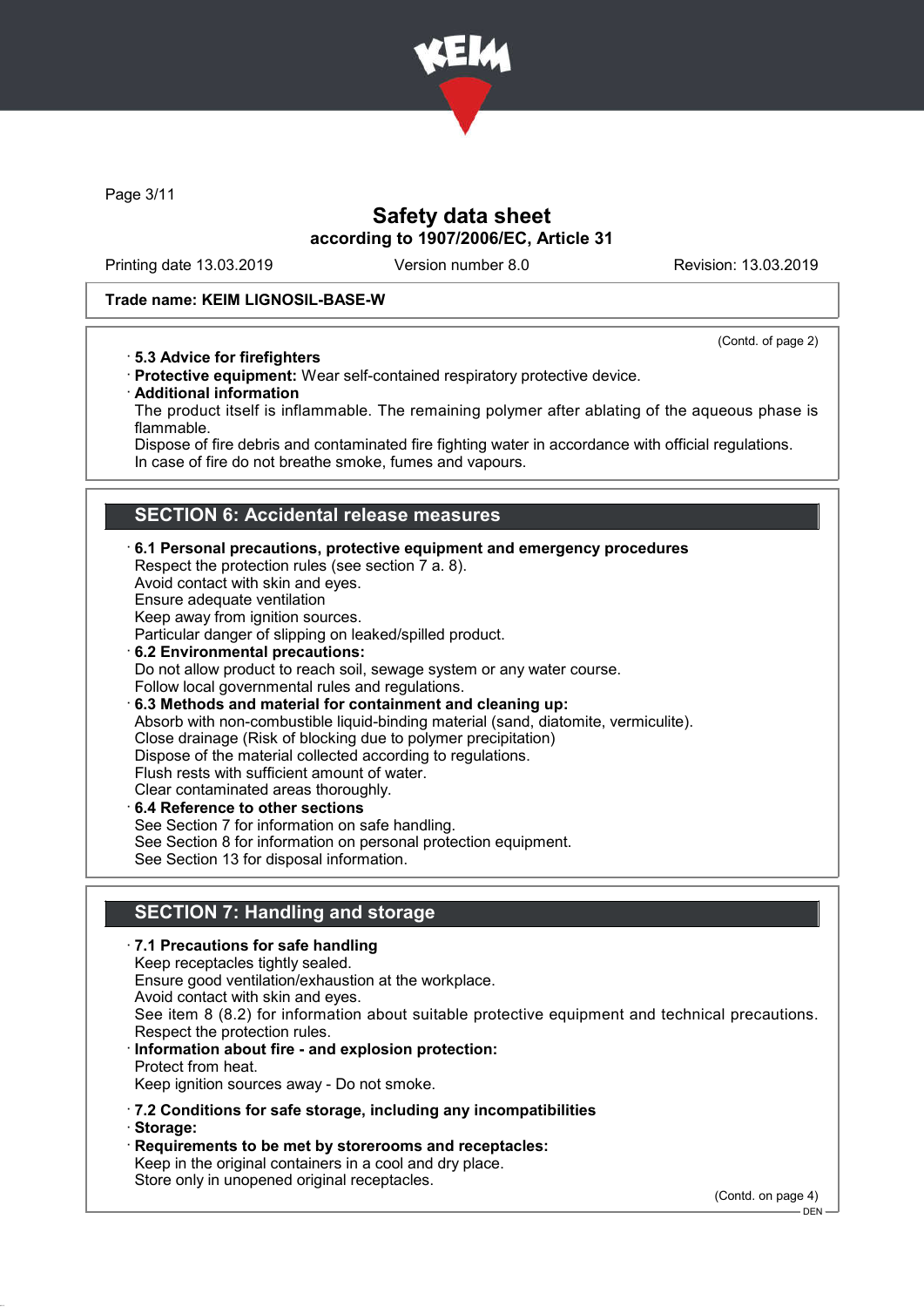Trade name: KEIM LIGNOSIL-BASE-W

(Contd. of page 2)

· **5.3 Advice for firefighters**
· **Protective equipment:** Wear self-contained respiratory protective device.
· **Additional information**
The product itself is inflammable. The remaining polymer after ablating of the aqueous phase is flammable.
Dispose of fire debris and contaminated fire fighting water in accordance with official regulations.
In case of fire do not breathe smoke, fumes and vapours.

## SECTION 6: Accidental release measures

· **6.1 Personal precautions, protective equipment and emergency procedures**
Respect the protection rules (see section 7 a. 8).
Avoid contact with skin and eyes.
Ensure adequate ventilation
Keep away from ignition sources.
Particular danger of slipping on leaked/spilled product.
· **6.2 Environmental precautions:**
Do not allow product to reach soil, sewage system or any water course.
Follow local governmental rules and regulations.
· **6.3 Methods and material for containment and cleaning up:**
Absorb with non-combustible liquid-binding material (sand, diatomite, vermiculite).
Close drainage (Risk of blocking due to polymer precipitation)
Dispose of the material collected according to regulations.
Flush rests with sufficient amount of water.
Clear contaminated areas thoroughly.
· **6.4 Reference to other sections**
See Section 7 for information on safe handling.
See Section 8 for information on personal protection equipment.
See Section 13 for disposal information.

## SECTION 7: Handling and storage

· **7.1 Precautions for safe handling**
Keep receptacles tightly sealed.
Ensure good ventilation/exhaustion at the workplace.
Avoid contact with skin and eyes.
See item 8 (8.2) for information about suitable protective equipment and technical precautions.
Respect the protection rules.
· **Information about fire - and explosion protection:**
Protect from heat.
Keep ignition sources away - Do not smoke.

· **7.2 Conditions for safe storage, including any incompatibilities**
· **Storage:**
· **Requirements to be met by storerooms and receptacles:**
Keep in the original containers in a cool and dry place.
Store only in unopened original receptacles.

(Contd. on page 4)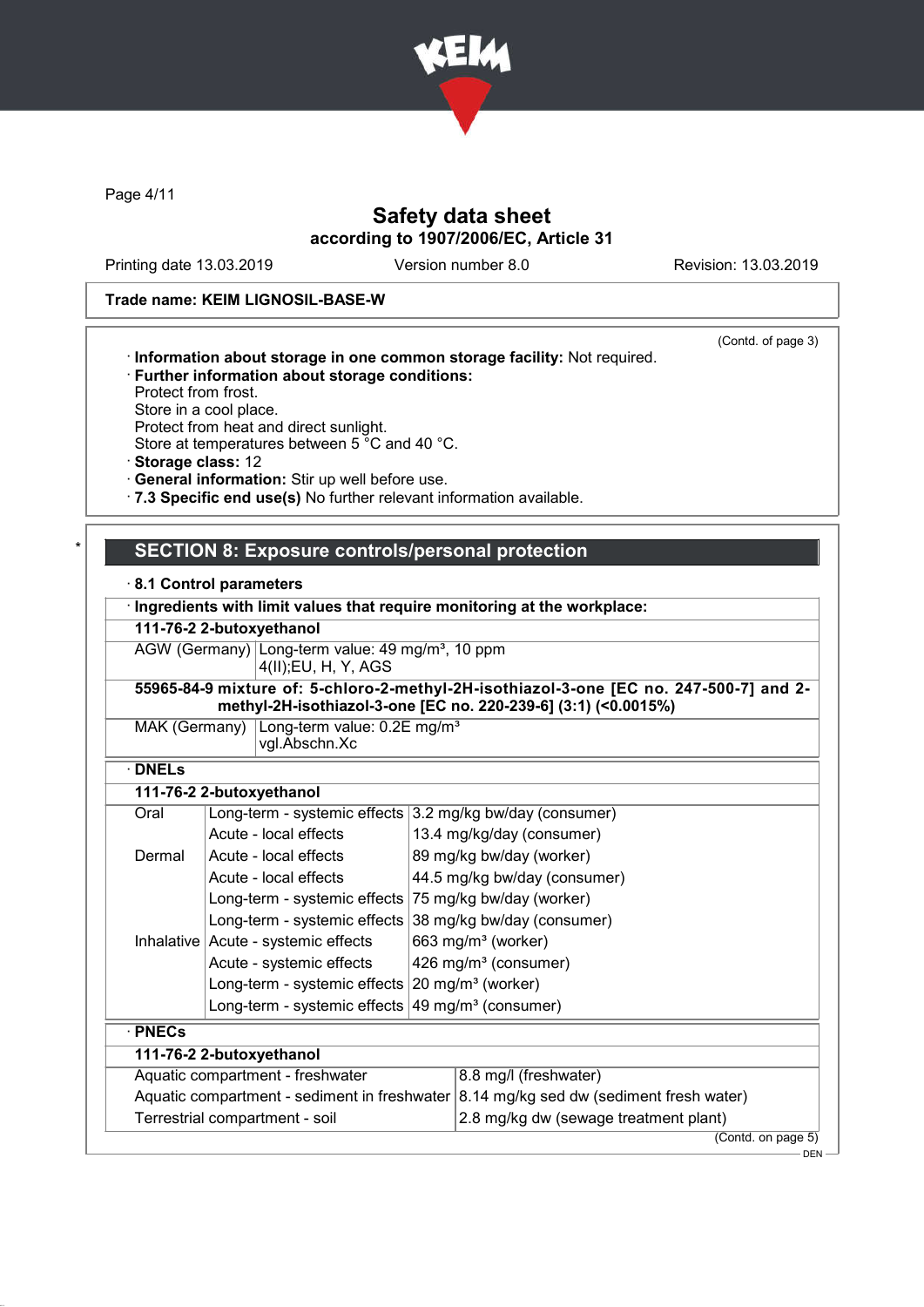**Trade name: KEIM LIGNOSIL-BASE-W**

(Contd. of page 3)

· **Information about storage in one common storage facility:** Not required.
· **Further information about storage conditions:**
Protect from frost.
Store in a cool place.
Protect from heat and direct sunlight.
Store at temperatures between 5 °C and 40 °C.
· **Storage class:** 12
· **General information:** Stir up well before use.
· **7.3 Specific end use(s)** No further relevant information available.

## SECTION 8: Exposure controls/personal protection

· **8.1 Control parameters**

· **Ingredients with limit values that require monitoring at the workplace:**

| **111-76-2 2-butoxyethanol** | |
|---|---|
| AGW (Germany) | Long-term value: 49 mg/m³, 10 ppm<br>4(II);EU, H, Y, AGS |
| **55965-84-9 mixture of: 5-chloro-2-methyl-2H-isothiazol-3-one [EC no. 247-500-7] and 2-methyl-2H-isothiazol-3-one [EC no. 220-239-6] (3:1) (<0.0015%)** | |
| MAK (Germany) | Long-term value: 0.2E mg/m³<br>vgl.Abschn.Xc |

· **DNELs**

| **111-76-2 2-butoxyethanol** | | |
|---|---|---|
| Oral | Long-term - systemic effects | 3.2 mg/kg bw/day (consumer) |
| | Acute - local effects | 13.4 mg/kg/day (consumer) |
| Dermal | Acute - local effects | 89 mg/kg bw/day (worker) |
| | Acute - local effects | 44.5 mg/kg bw/day (consumer) |
| | Long-term - systemic effects | 75 mg/kg bw/day (worker) |
| | Long-term - systemic effects | 38 mg/kg bw/day (consumer) |
| Inhalative | Acute - systemic effects | 663 mg/m³ (worker) |
| | Acute - systemic effects | 426 mg/m³ (consumer) |
| | Long-term - systemic effects | 20 mg/m³ (worker) |
| | Long-term - systemic effects | 49 mg/m³ (consumer) |

· **PNECs**

| **111-76-2 2-butoxyethanol** | |
|---|---|
| Aquatic compartment - freshwater | 8.8 mg/l (freshwater) |
| Aquatic compartment - sediment in freshwater | 8.14 mg/kg sed dw (sediment fresh water) |
| Terrestrial compartment - soil | 2.8 mg/kg dw (sewage treatment plant) |

(Contd. on page 5)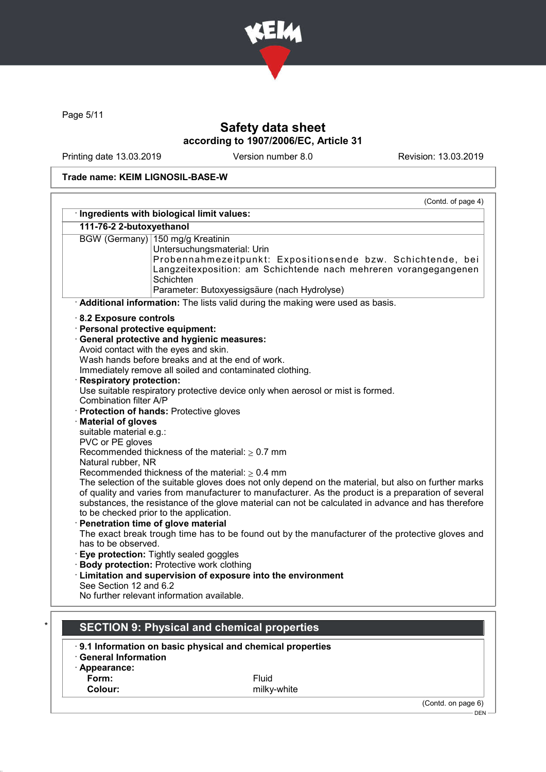Trade name: KEIM LIGNOSIL-BASE-W

(Contd. of page 4)

· **Ingredients with biological limit values:**

| **111-76-2 2-butoxyethanol** | |
|---|---|
| BGW (Germany) | 150 mg/g Kreatinin<br>Untersuchungsmaterial: Urin<br>Probennahmezeitpunkt: Expositionsende bzw. Schichtende, bei Langzeitexposition: am Schichtende nach mehreren vorangegangenen Schichten<br>Parameter: Butoxyessigsäure (nach Hydrolyse) |

· **Additional information:** The lists valid during the making were used as basis.

· **8.2 Exposure controls**

· **Personal protective equipment:**

· **General protective and hygienic measures:**
Avoid contact with the eyes and skin.
Wash hands before breaks and at the end of work.
Immediately remove all soiled and contaminated clothing.

· **Respiratory protection:**
Use suitable respiratory protective device only when aerosol or mist is formed.
Combination filter A/P

· **Protection of hands:** Protective gloves

· **Material of gloves**
suitable material e.g.:
PVC or PE gloves
Recommended thickness of the material: $\geq$ 0.7 mm
Natural rubber, NR
Recommended thickness of the material: $\geq$ 0.4 mm
The selection of the suitable gloves does not only depend on the material, but also on further marks of quality and varies from manufacturer to manufacturer. As the product is a preparation of several substances, the resistance of the glove material can not be calculated in advance and has therefore to be checked prior to the application.

· **Penetration time of glove material**
The exact break trough time has to be found out by the manufacturer of the protective gloves and has to be observed.

· **Eye protection:** Tightly sealed goggles

· **Body protection:** Protective work clothing

· **Limitation and supervision of exposure into the environment**
See Section 12 and 6.2
No further relevant information available.

## SECTION 9: Physical and chemical properties

· **9.1 Information on basic physical and chemical properties**

· **General Information**

· **Appearance:**

| | |
|---|---|
| **Form:** | Fluid |
| **Colour:** | milky-white |

(Contd. on page 6)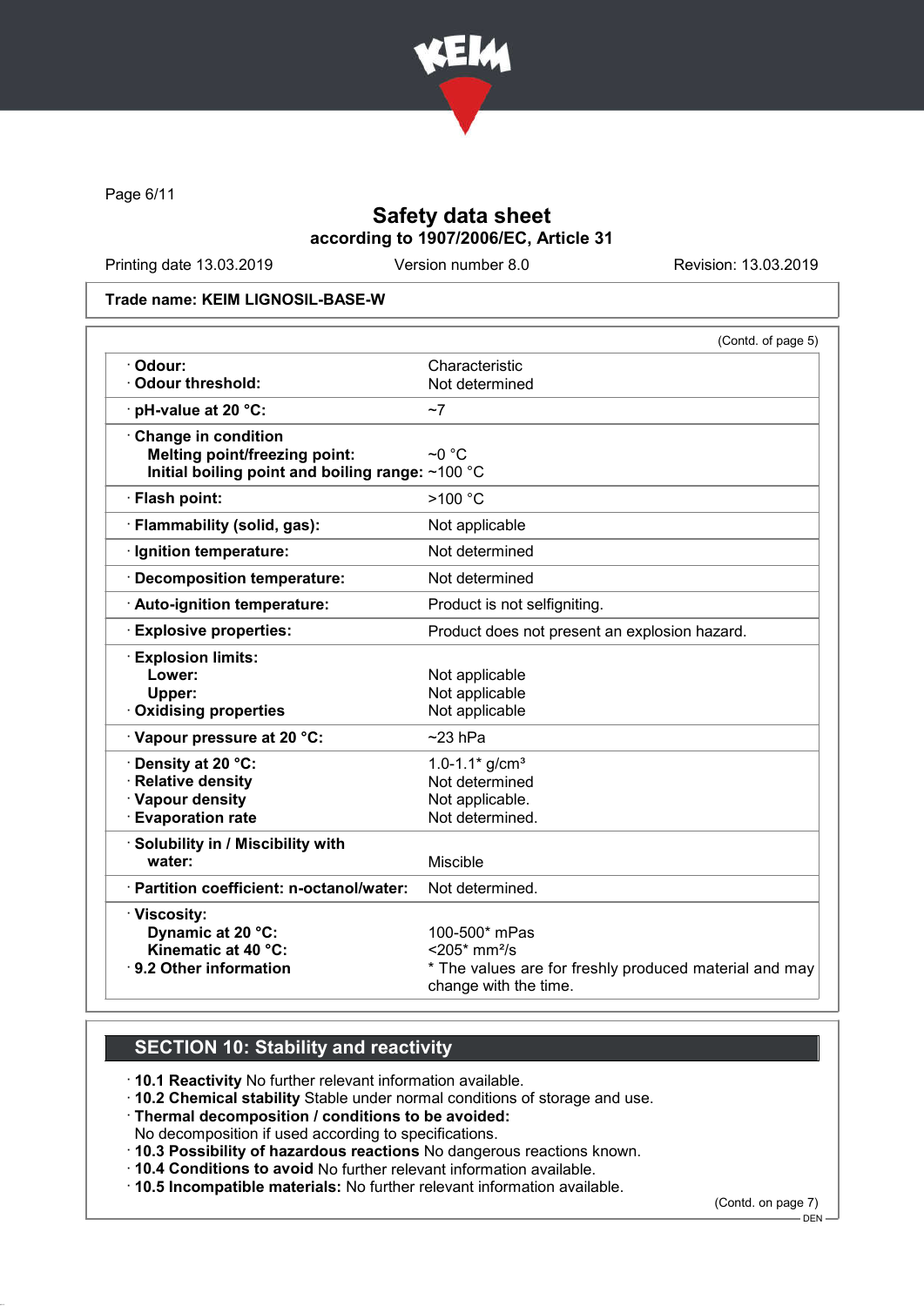# Safety data sheet

**according to 1907/2006/EC, Article 31**

Printing date 13.03.2019 | Version number 8.0 | Revision: 13.03.2019

**Trade name: KEIM LIGNOSIL-BASE-W**

(Contd. of page 5)

| Property | Value |
|---|---|
| · **Odour:** | Characteristic |
| · **Odour threshold:** | Not determined |
| · **pH-value at 20 °C:** | ~7 |
| · **Change in condition** | |
| **Melting point/freezing point:** | ~0 °C |
| **Initial boiling point and boiling range:** | ~100 °C |
| · **Flash point:** | >100 °C |
| · **Flammability (solid, gas):** | Not applicable |
| · **Ignition temperature:** | Not determined |
| · **Decomposition temperature:** | Not determined |
| · **Auto-ignition temperature:** | Product is not selfigniting. |
| · **Explosive properties:** | Product does not present an explosion hazard. |
| · **Explosion limits:** | |
| **Lower:** | Not applicable |
| **Upper:** | Not applicable |
| · **Oxidising properties** | Not applicable |
| · **Vapour pressure at 20 °C:** | ~23 hPa |
| · **Density at 20 °C:** | 1.0-1.1* g/cm³ |
| · **Relative density** | Not determined |
| · **Vapour density** | Not applicable. |
| · **Evaporation rate** | Not determined. |
| · **Solubility in / Miscibility with water:** | Miscible |
| · **Partition coefficient: n-octanol/water:** | Not determined. |
| · **Viscosity:** | |
| **Dynamic at 20 °C:** | 100-500* mPas |
| **Kinematic at 40 °C:** | <205* mm²/s |
| · **9.2 Other information** | * The values are for freshly produced material and may change with the time. |

## SECTION 10: Stability and reactivity

· **10.1 Reactivity** No further relevant information available.
· **10.2 Chemical stability** Stable under normal conditions of storage and use.
· **Thermal decomposition / conditions to be avoided:**
No decomposition if used according to specifications.
· **10.3 Possibility of hazardous reactions** No dangerous reactions known.
· **10.4 Conditions to avoid** No further relevant information available.
· **10.5 Incompatible materials:** No further relevant information available.

(Contd. on page 7)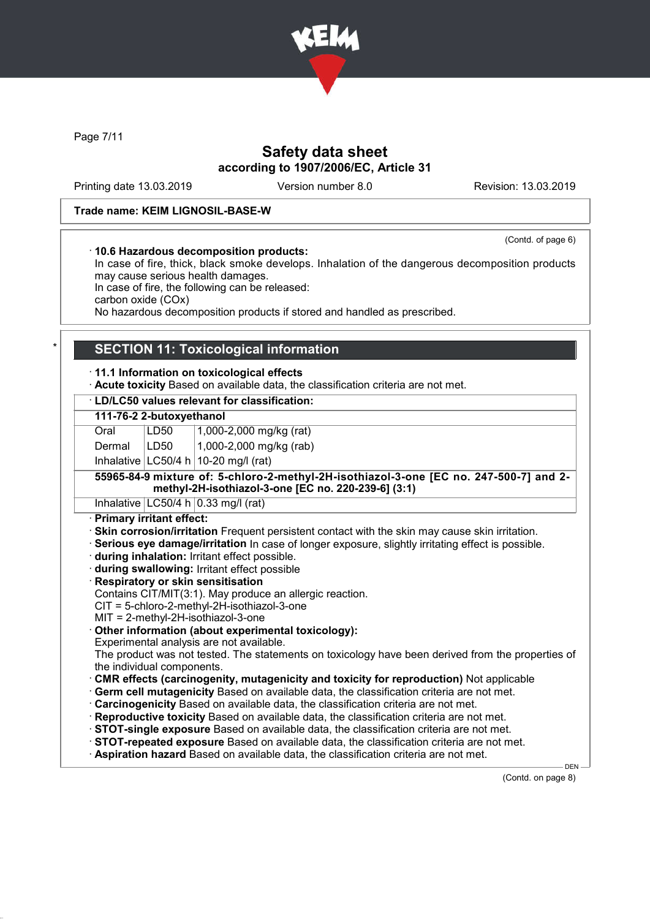Trade name: KEIM LIGNOSIL-BASE-W

(Contd. of page 6)

· **10.6 Hazardous decomposition products:**
In case of fire, thick, black smoke develops. Inhalation of the dangerous decomposition products may cause serious health damages.
In case of fire, the following can be released:
carbon oxide (COx)
No hazardous decomposition products if stored and handled as prescribed.

## * SECTION 11: Toxicological information

· **11.1 Information on toxicological effects**
· **Acute toxicity** Based on available data, the classification criteria are not met.

| · LD/LC50 values relevant for classification: | | |
|---|---|---|
| **111-76-2 2-butoxyethanol** | | |
| Oral | LD50 | 1,000-2,000 mg/kg (rat) |
| Dermal | LD50 | 1,000-2,000 mg/kg (rab) |
| Inhalative | LC50/4 h | 10-20 mg/l (rat) |
| **55965-84-9 mixture of: 5-chloro-2-methyl-2H-isothiazol-3-one [EC no. 247-500-7] and 2-methyl-2H-isothiazol-3-one [EC no. 220-239-6] (3:1)** | | |
| Inhalative | LC50/4 h | 0.33 mg/l (rat) |

· **Primary irritant effect:**
· **Skin corrosion/irritation** Frequent persistent contact with the skin may cause skin irritation.
· **Serious eye damage/irritation** In case of longer exposure, slightly irritating effect is possible.
· **during inhalation:** Irritant effect possible.
· **during swallowing:** Irritant effect possible
· **Respiratory or skin sensitisation**
Contains CIT/MIT(3:1). May produce an allergic reaction.
CIT = 5-chloro-2-methyl-2H-isothiazol-3-one
MIT = 2-methyl-2H-isothiazol-3-one
· **Other information (about experimental toxicology):**
Experimental analysis are not available.
The product was not tested. The statements on toxicology have been derived from the properties of the individual components.
· **CMR effects (carcinogenity, mutagenicity and toxicity for reproduction)** Not applicable
· **Germ cell mutagenicity** Based on available data, the classification criteria are not met.
· **Carcinogenicity** Based on available data, the classification criteria are not met.
· **Reproductive toxicity** Based on available data, the classification criteria are not met.
· **STOT-single exposure** Based on available data, the classification criteria are not met.
· **STOT-repeated exposure** Based on available data, the classification criteria are not met.
· **Aspiration hazard** Based on available data, the classification criteria are not met.

(Contd. on page 8)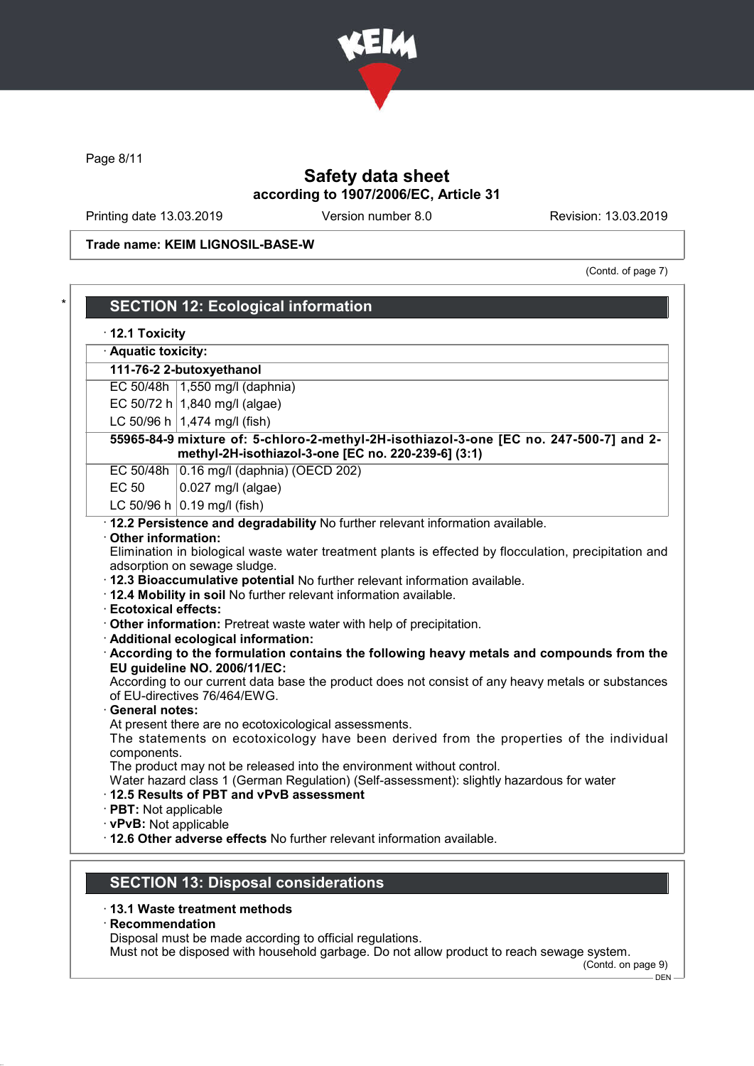Trade name: KEIM LIGNOSIL-BASE-W

(Contd. of page 7)

## SECTION 12: Ecological information

· **12.1 Toxicity**

· **Aquatic toxicity:**

| **111-76-2 2-butoxyethanol** | |
|---|---|
| EC 50/48h | 1,550 mg/l (daphnia) |
| EC 50/72 h | 1,840 mg/l (algae) |
| LC 50/96 h | 1,474 mg/l (fish) |
| **55965-84-9 mixture of: 5-chloro-2-methyl-2H-isothiazol-3-one [EC no. 247-500-7] and 2-methyl-2H-isothiazol-3-one [EC no. 220-239-6] (3:1)** | |
| EC 50/48h | 0.16 mg/l (daphnia) (OECD 202) |
| EC 50 | 0.027 mg/l (algae) |
| LC 50/96 h | 0.19 mg/l (fish) |

· **12.2 Persistence and degradability** No further relevant information available.

· **Other information:**
Elimination in biological waste water treatment plants is effected by flocculation, precipitation and adsorption on sewage sludge.

· **12.3 Bioaccumulative potential** No further relevant information available.

· **12.4 Mobility in soil** No further relevant information available.

· **Ecotoxical effects:**

· **Other information:** Pretreat waste water with help of precipitation.

· **Additional ecological information:**

· **According to the formulation contains the following heavy metals and compounds from the EU guideline NO. 2006/11/EC:**
According to our current data base the product does not consist of any heavy metals or substances of EU-directives 76/464/EWG.

· **General notes:**
At present there are no ecotoxicological assessments.
The statements on ecotoxicology have been derived from the properties of the individual components.
The product may not be released into the environment without control.
Water hazard class 1 (German Regulation) (Self-assessment): slightly hazardous for water

· **12.5 Results of PBT and vPvB assessment**

· **PBT:** Not applicable

· **vPvB:** Not applicable

· **12.6 Other adverse effects** No further relevant information available.

## SECTION 13: Disposal considerations

· **13.1 Waste treatment methods**

· **Recommendation**
Disposal must be made according to official regulations.
Must not be disposed with household garbage. Do not allow product to reach sewage system.

(Contd. on page 9)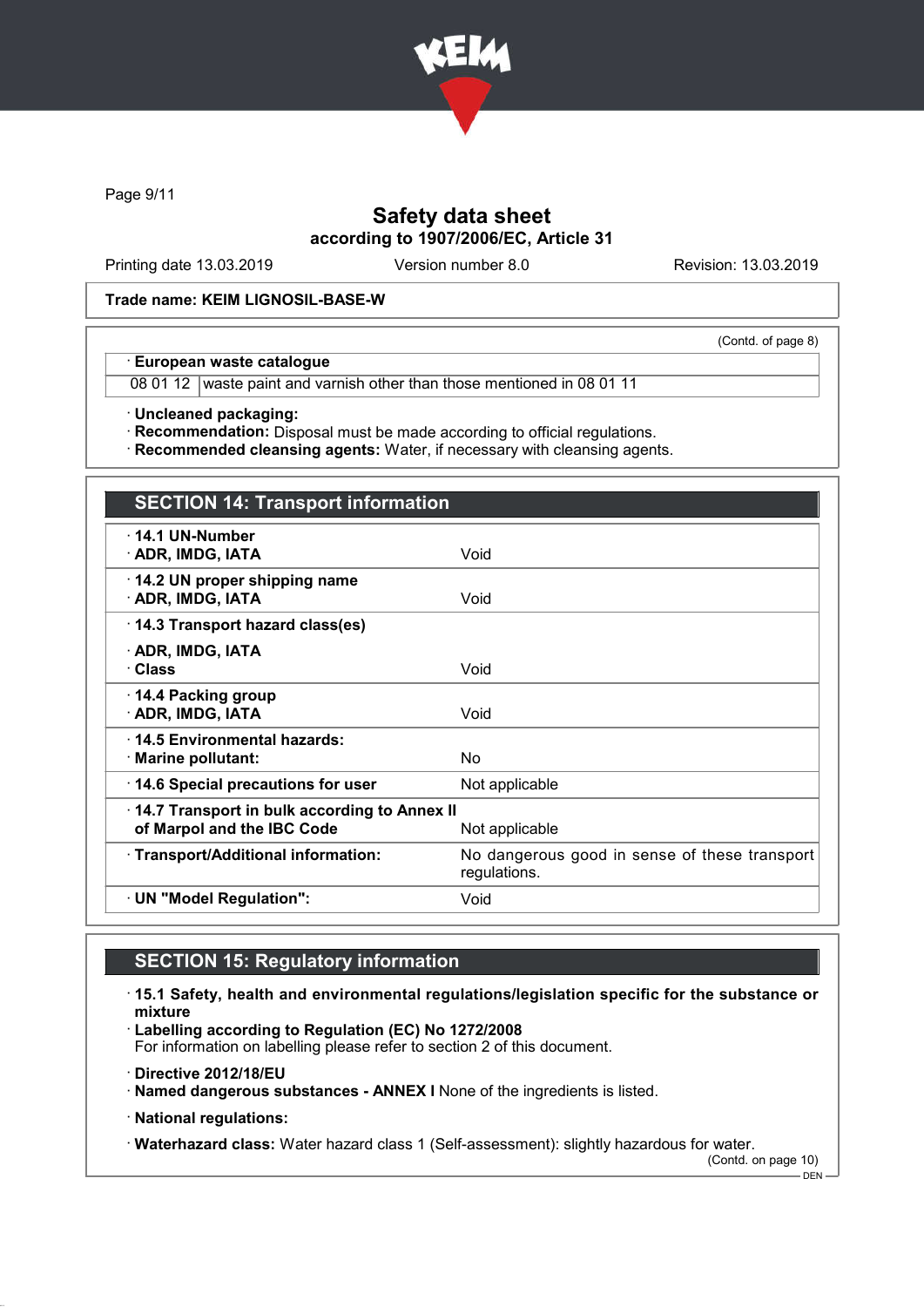Trade name: KEIM LIGNOSIL-BASE-W

(Contd. of page 8)

| · European waste catalogue | |
|---|---|
| 08 01 12 | waste paint and varnish other than those mentioned in 08 01 11 |

· **Uncleaned packaging:**
· **Recommendation:** Disposal must be made according to official regulations.
· **Recommended cleansing agents:** Water, if necessary with cleansing agents.

## SECTION 14: Transport information

| | |
|---|---|
| · **14.1 UN-Number** · **ADR, IMDG, IATA** | Void |
| · **14.2 UN proper shipping name** · **ADR, IMDG, IATA** | Void |
| · **14.3 Transport hazard class(es)** · **ADR, IMDG, IATA** · **Class** | Void |
| · **14.4 Packing group** · **ADR, IMDG, IATA** | Void |
| · **14.5 Environmental hazards:** · **Marine pollutant:** | No |
| · **14.6 Special precautions for user** | Not applicable |
| · **14.7 Transport in bulk according to Annex II of Marpol and the IBC Code** | Not applicable |
| · **Transport/Additional information:** | No dangerous good in sense of these transport regulations. |
| · **UN "Model Regulation":** | Void |

## SECTION 15: Regulatory information

· **15.1 Safety, health and environmental regulations/legislation specific for the substance or mixture**
· **Labelling according to Regulation (EC) No 1272/2008**
For information on labelling please refer to section 2 of this document.

· **Directive 2012/18/EU**
· **Named dangerous substances - ANNEX I** None of the ingredients is listed.

· **National regulations:**

· **Waterhazard class:** Water hazard class 1 (Self-assessment): slightly hazardous for water.

(Contd. on page 10)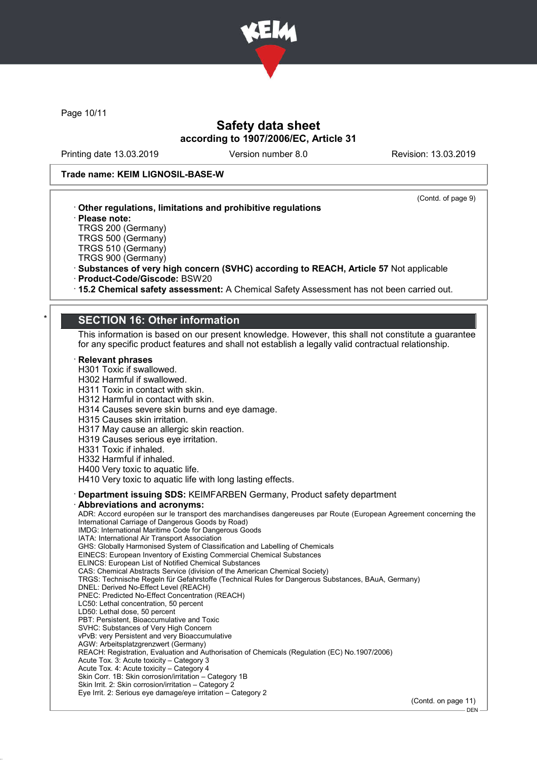Trade name: KEIM LIGNOSIL-BASE-W

(Contd. of page 9)

· **Other regulations, limitations and prohibitive regulations**
· **Please note:**
TRGS 200 (Germany)
TRGS 500 (Germany)
TRGS 510 (Germany)
TRGS 900 (Germany)
· **Substances of very high concern (SVHC) according to REACH, Article 57** Not applicable
· **Product-Code/Giscode:** BSW20
· **15.2 Chemical safety assessment:** A Chemical Safety Assessment has not been carried out.

## SECTION 16: Other information

This information is based on our present knowledge. However, this shall not constitute a guarantee for any specific product features and shall not establish a legally valid contractual relationship.

· **Relevant phrases**
H301 Toxic if swallowed.
H302 Harmful if swallowed.
H311 Toxic in contact with skin.
H312 Harmful in contact with skin.
H314 Causes severe skin burns and eye damage.
H315 Causes skin irritation.
H317 May cause an allergic skin reaction.
H319 Causes serious eye irritation.
H331 Toxic if inhaled.
H332 Harmful if inhaled.
H400 Very toxic to aquatic life.
H410 Very toxic to aquatic life with long lasting effects.

· **Department issuing SDS:** KEIMFARBEN Germany, Product safety department
· **Abbreviations and acronyms:**
ADR: Accord européen sur le transport des marchandises dangereuses par Route (European Agreement concerning the International Carriage of Dangerous Goods by Road)
IMDG: International Maritime Code for Dangerous Goods
IATA: International Air Transport Association
GHS: Globally Harmonised System of Classification and Labelling of Chemicals
EINECS: European Inventory of Existing Commercial Chemical Substances
ELINCS: European List of Notified Chemical Substances
CAS: Chemical Abstracts Service (division of the American Chemical Society)
TRGS: Technische Regeln für Gefahrstoffe (Technical Rules for Dangerous Substances, BAuA, Germany)
DNEL: Derived No-Effect Level (REACH)
PNEC: Predicted No-Effect Concentration (REACH)
LC50: Lethal concentration, 50 percent
LD50: Lethal dose, 50 percent
PBT: Persistent, Bioaccumulative and Toxic
SVHC: Substances of Very High Concern
vPvB: very Persistent and very Bioaccumulative
AGW: Arbeitsplatzgrenzwert (Germany)
REACH: Registration, Evaluation and Authorisation of Chemicals (Regulation (EC) No.1907/2006)
Acute Tox. 3: Acute toxicity – Category 3
Acute Tox. 4: Acute toxicity – Category 4
Skin Corr. 1B: Skin corrosion/irritation – Category 1B
Skin Irrit. 2: Skin corrosion/irritation – Category 2
Eye Irrit. 2: Serious eye damage/eye irritation – Category 2

(Contd. on page 11)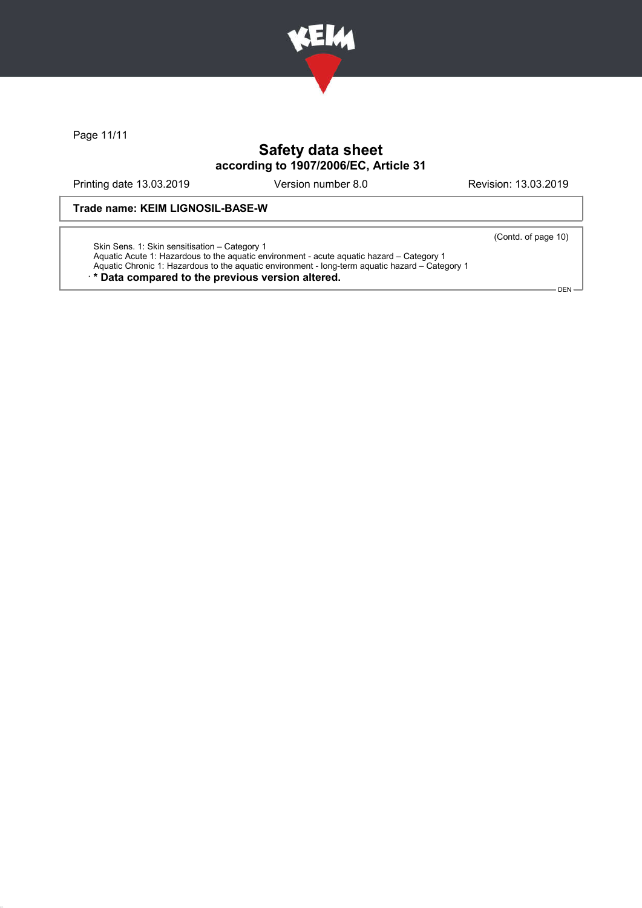# Safety data sheet
## according to 1907/2006/EC, Article 31

Printing date 13.03.2019 Version number 8.0 Revision: 13.03.2019

**Trade name: KEIM LIGNOSIL-BASE-W**

(Contd. of page 10)

Skin Sens. 1: Skin sensitisation – Category 1
Aquatic Acute 1: Hazardous to the aquatic environment - acute aquatic hazard – Category 1
Aquatic Chronic 1: Hazardous to the aquatic environment - long-term aquatic hazard – Category 1

· **\* Data compared to the previous version altered.**

DEN